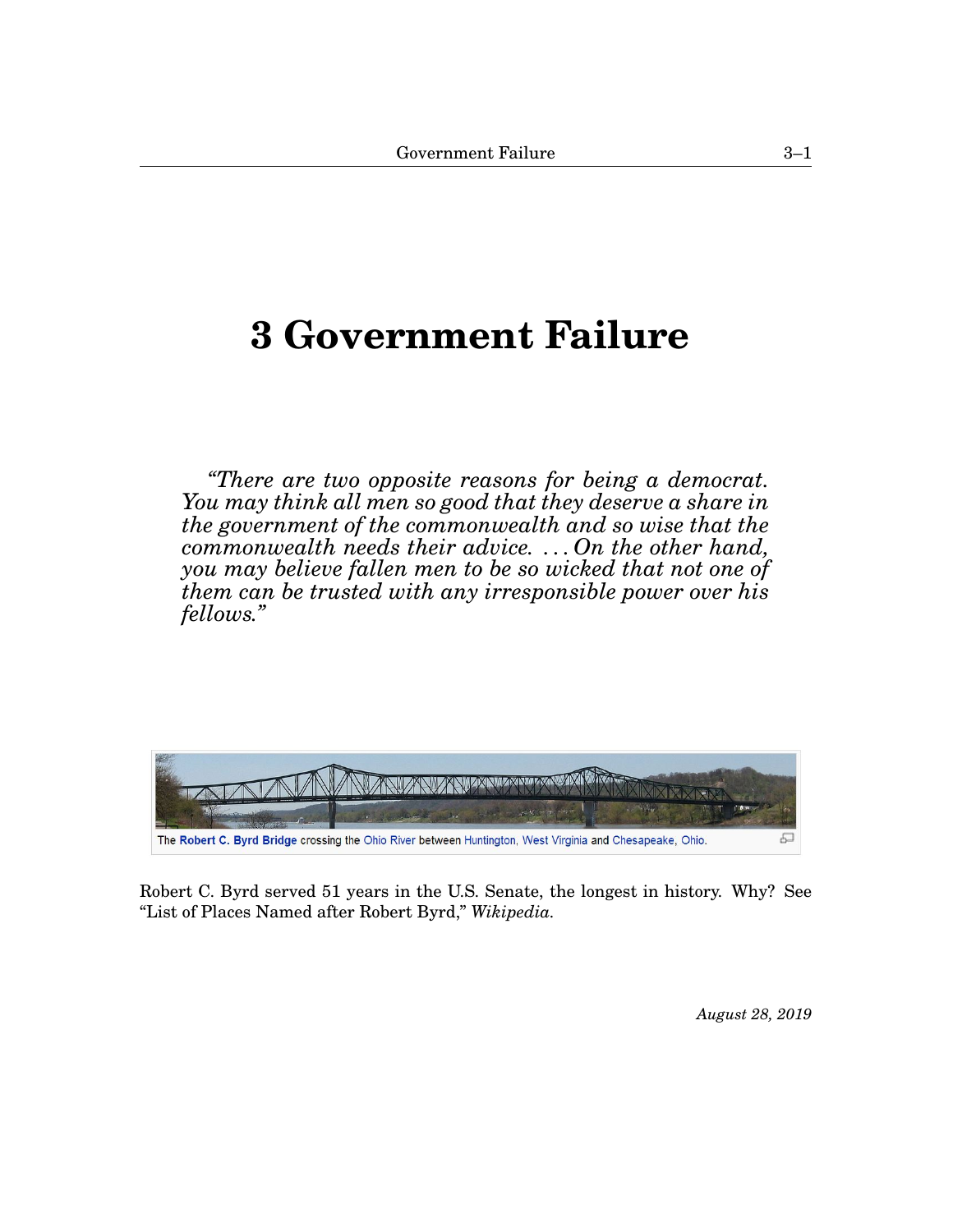# 3 Government Failure

*"There are two opposite reasons for being a democrat. You may think all men so good that they deserve a share in the government of the commonwealth and so wise that the commonwealth needs their advice. . . . On the other hand, you may believe fallen men to be so wicked that not one of them can be trusted with any irresponsible power over his fellows."*

The **Robert C. Byrd Bridge** crossing the Ohio River between Huntington, West Virginia and Chesapeake, Ohio.

Robert C. Byrd served 51 years in the U.S. Senate, the longest in history. Why? See "List of Places Named after Robert Byrd," *Wikipedia*.

*August 28, 2019*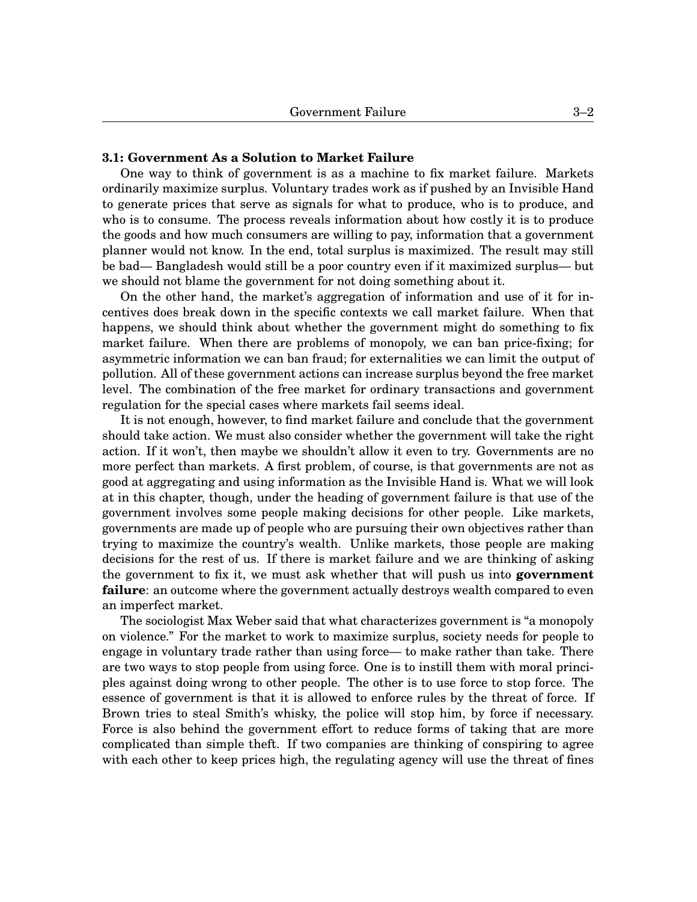### 3.1: Government As a Solution to Market Failure

One way to think of government is as a machine to fix market failure. Markets ordinarily maximize surplus. Voluntary trades work as if pushed by an Invisible Hand to generate prices that serve as signals for what to produce, who is to produce, and who is to consume. The process reveals information about how costly it is to produce the goods and how much consumers are willing to pay, information that a government planner would not know. In the end, total surplus is maximized. The result may still be bad— Bangladesh would still be a poor country even if it maximized surplus— but we should not blame the government for not doing something about it.

On the other hand, the market's aggregation of information and use of it for incentives does break down in the specific contexts we call market failure. When that happens, we should think about whether the government might do something to fix market failure. When there are problems of monopoly, we can ban price-fixing; for asymmetric information we can ban fraud; for externalities we can limit the output of pollution. All of these government actions can increase surplus beyond the free market level. The combination of the free market for ordinary transactions and government regulation for the special cases where markets fail seems ideal.

It is not enough, however, to find market failure and conclude that the government should take action. We must also consider whether the government will take the right action. If it won't, then maybe we shouldn't allow it even to try. Governments are no more perfect than markets. A first problem, of course, is that governments are not as good at aggregating and using information as the Invisible Hand is. What we will look at in this chapter, though, under the heading of government failure is that use of the government involves some people making decisions for other people. Like markets, governments are made up of people who are pursuing their own objectives rather than trying to maximize the country's wealth. Unlike markets, those people are making decisions for the rest of us. If there is market failure and we are thinking of asking the government to fix it, we must ask whether that will push us into **government failure**: an outcome where the government actually destroys wealth compared to even an imperfect market.

The sociologist Max Weber said that what characterizes government is "a monopoly on violence." For the market to work to maximize surplus, society needs for people to engage in voluntary trade rather than using force— to make rather than take. There are two ways to stop people from using force. One is to instill them with moral principles against doing wrong to other people. The other is to use force to stop force. The essence of government is that it is allowed to enforce rules by the threat of force. If Brown tries to steal Smith's whisky, the police will stop him, by force if necessary. Force is also behind the government effort to reduce forms of taking that are more complicated than simple theft. If two companies are thinking of conspiring to agree with each other to keep prices high, the regulating agency will use the threat of fines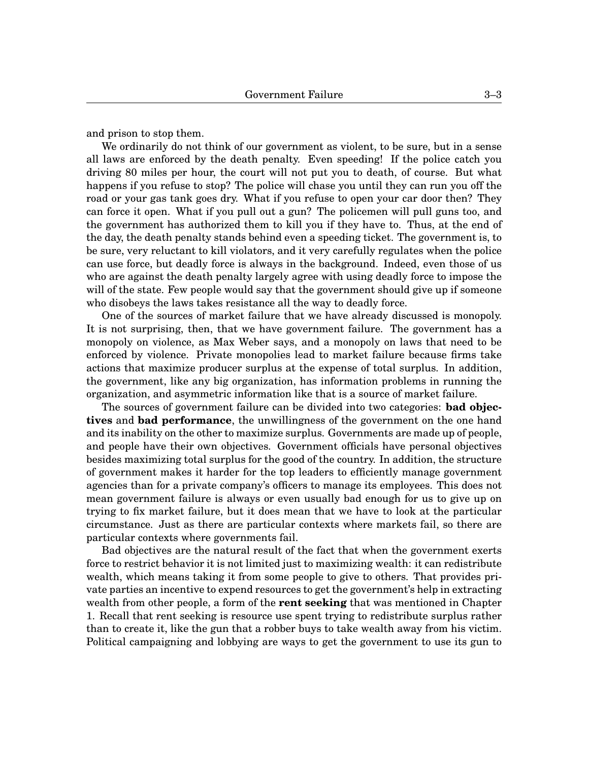and prison to stop them.

We ordinarily do not think of our government as violent, to be sure, but in a sense all laws are enforced by the death penalty. Even speeding! If the police catch you driving 80 miles per hour, the court will not put you to death, of course. But what happens if you refuse to stop? The police will chase you until they can run you off the road or your gas tank goes dry. What if you refuse to open your car door then? They can force it open. What if you pull out a gun? The policemen will pull guns too, and the government has authorized them to kill you if they have to. Thus, at the end of the day, the death penalty stands behind even a speeding ticket. The government is, to be sure, very reluctant to kill violators, and it very carefully regulates when the police can use force, but deadly force is always in the background. Indeed, even those of us who are against the death penalty largely agree with using deadly force to impose the will of the state. Few people would say that the government should give up if someone who disobeys the laws takes resistance all the way to deadly force.

One of the sources of market failure that we have already discussed is monopoly. It is not surprising, then, that we have government failure. The government has a monopoly on violence, as Max Weber says, and a monopoly on laws that need to be enforced by violence. Private monopolies lead to market failure because firms take actions that maximize producer surplus at the expense of total surplus. In addition, the government, like any big organization, has information problems in running the organization, and asymmetric information like that is a source of market failure.

The sources of government failure can be divided into two categories: **bad objectives** and **bad performance**, the unwillingness of the government on the one hand and its inability on the other to maximize surplus. Governments are made up of people, and people have their own objectives. Government officials have personal objectives besides maximizing total surplus for the good of the country. In addition, the structure of government makes it harder for the top leaders to efficiently manage government agencies than for a private company's officers to manage its employees. This does not mean government failure is always or even usually bad enough for us to give up on trying to fix market failure, but it does mean that we have to look at the particular circumstance. Just as there are particular contexts where markets fail, so there are particular contexts where governments fail.

Bad objectives are the natural result of the fact that when the government exerts force to restrict behavior it is not limited just to maximizing wealth: it can redistribute wealth, which means taking it from some people to give to others. That provides private parties an incentive to expend resources to get the government's help in extracting wealth from other people, a form of the **rent seeking** that was mentioned in Chapter 1. Recall that rent seeking is resource use spent trying to redistribute surplus rather than to create it, like the gun that a robber buys to take wealth away from his victim. Political campaigning and lobbying are ways to get the government to use its gun to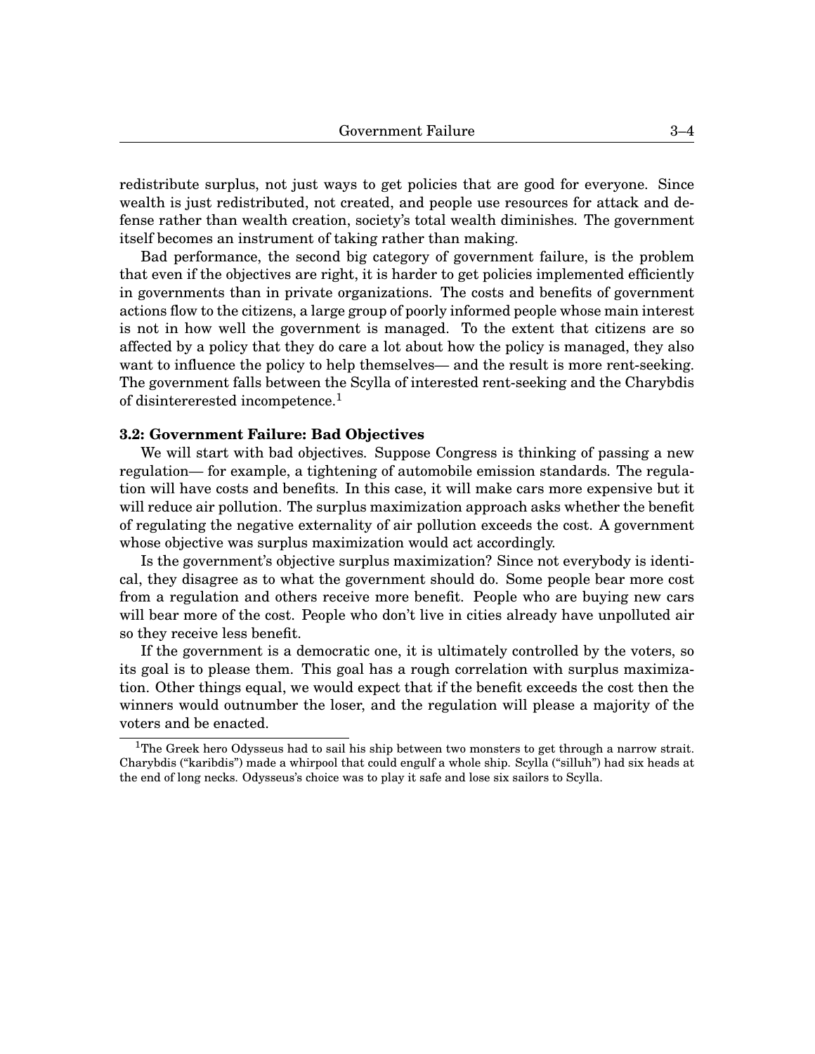redistribute surplus, not just ways to get policies that are good for everyone. Since wealth is just redistributed, not created, and people use resources for attack and defense rather than wealth creation, society's total wealth diminishes. The government itself becomes an instrument of taking rather than making.

Bad performance, the second big category of government failure, is the problem that even if the objectives are right, it is harder to get policies implemented efficiently in governments than in private organizations. The costs and benefits of government actions flow to the citizens, a large group of poorly informed people whose main interest is not in how well the government is managed. To the extent that citizens are so affected by a policy that they do care a lot about how the policy is managed, they also want to influence the policy to help themselves— and the result is more rent-seeking. The government falls between the Scylla of interested rent-seeking and the Charybdis of disintererested incompetence.[1]

### 3.2: Government Failure: Bad Objectives

We will start with bad objectives. Suppose Congress is thinking of passing a new regulation— for example, a tightening of automobile emission standards. The regulation will have costs and benefits. In this case, it will make cars more expensive but it will reduce air pollution. The surplus maximization approach asks whether the benefit of regulating the negative externality of air pollution exceeds the cost. A government whose objective was surplus maximization would act accordingly.

Is the government's objective surplus maximization? Since not everybody is identical, they disagree as to what the government should do. Some people bear more cost from a regulation and others receive more benefit. People who are buying new cars will bear more of the cost. People who don't live in cities already have unpolluted air so they receive less benefit.

If the government is a democratic one, it is ultimately controlled by the voters, so its goal is to please them. This goal has a rough correlation with surplus maximization. Other things equal, we would expect that if the benefit exceeds the cost then the winners would outnumber the loser, and the regulation will please a majority of the voters and be enacted.

[1] The Greek hero Odysseus had to sail his ship between two monsters to get through a narrow strait. Charybdis ("karibdis") made a whirpool that could engulf a whole ship. Scylla ("silluh") had six heads at the end of long necks. Odysseus's choice was to play it safe and lose six sailors to Scylla.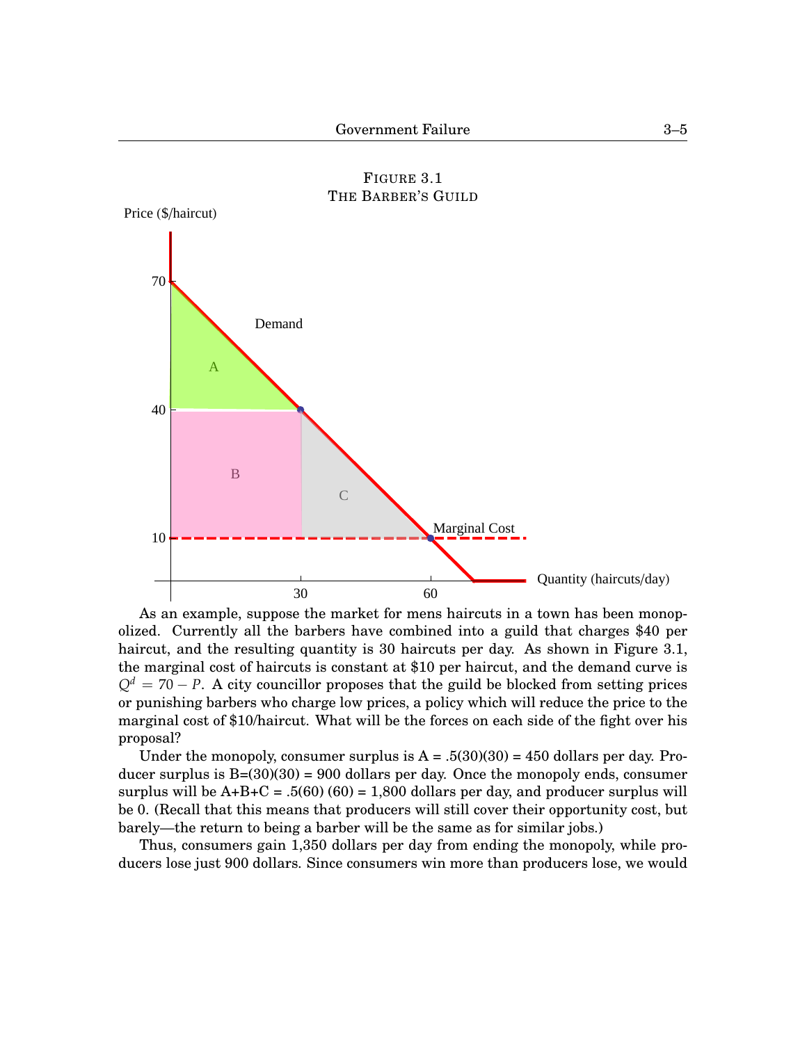FIGURE 3.1
THE BARBER'S GUILD

As an example, suppose the market for mens haircuts in a town has been monopolized. Currently all the barbers have combined into a guild that charges $40 per haircut, and the resulting quantity is 30 haircuts per day. As shown in Figure 3.1, the marginal cost of haircuts is constant at $10 per haircut, and the demand curve is $Q^d = 70 - P$. A city councillor proposes that the guild be blocked from setting prices or punishing barbers who charge low prices, a policy which will reduce the price to the marginal cost of $10/haircut. What will be the forces on each side of the fight over his proposal?

Under the monopoly, consumer surplus is A = .5(30)(30) = 450 dollars per day. Producer surplus is B=(30)(30) = 900 dollars per day. Once the monopoly ends, consumer surplus will be A+B+C = .5(60) (60) = 1,800 dollars per day, and producer surplus will be 0. (Recall that this means that producers will still cover their opportunity cost, but barely—the return to being a barber will be the same as for similar jobs.)

Thus, consumers gain 1,350 dollars per day from ending the monopoly, while producers lose just 900 dollars. Since consumers win more than producers lose, we would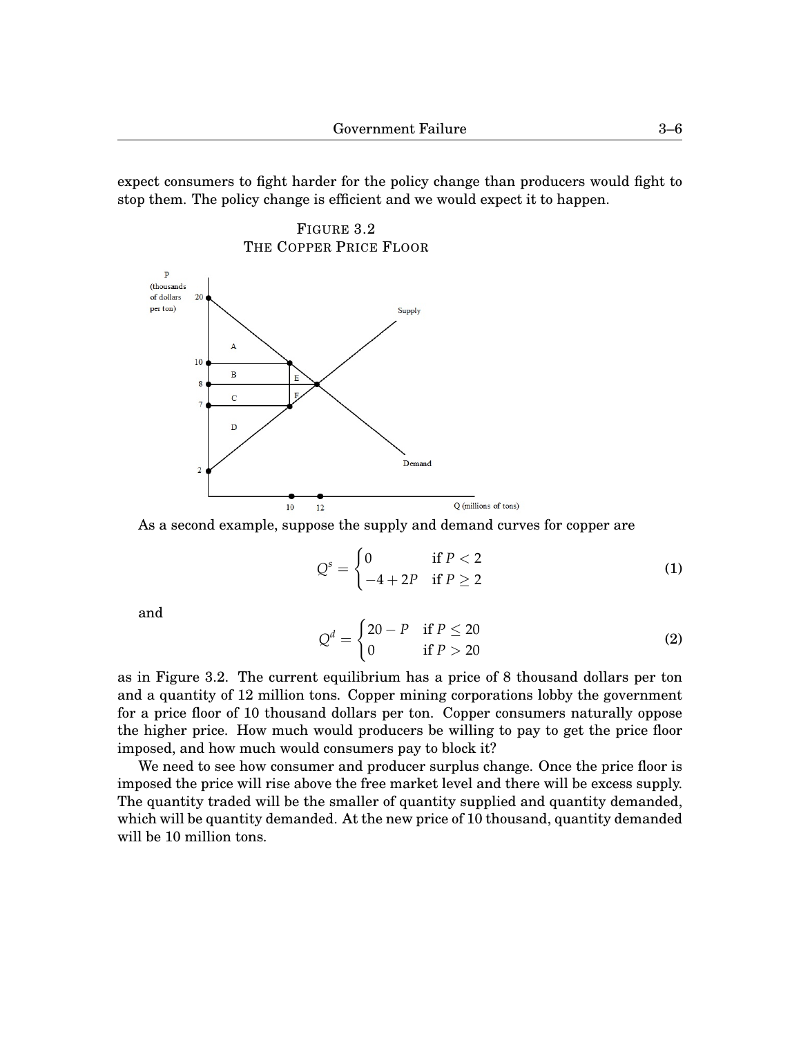expect consumers to fight harder for the policy change than producers would fight to stop them. The policy change is efficient and we would expect it to happen.

FIGURE 3.2
THE COPPER PRICE FLOOR

As a second example, suppose the supply and demand curves for copper are

$$Q^s = \begin{cases} 0 & \text{if } P < 2 \\ -4 + 2P & \text{if } P \geq 2 \end{cases} \tag{1}$$

and

$$Q^d = \begin{cases} 20 - P & \text{if } P \leq 20 \\ 0 & \text{if } P > 20 \end{cases} \tag{2}$$

as in Figure 3.2. The current equilibrium has a price of 8 thousand dollars per ton and a quantity of 12 million tons. Copper mining corporations lobby the government for a price floor of 10 thousand dollars per ton. Copper consumers naturally oppose the higher price. How much would producers be willing to pay to get the price floor imposed, and how much would consumers pay to block it?

We need to see how consumer and producer surplus change. Once the price floor is imposed the price will rise above the free market level and there will be excess supply. The quantity traded will be the smaller of quantity supplied and quantity demanded, which will be quantity demanded. At the new price of 10 thousand, quantity demanded will be 10 million tons.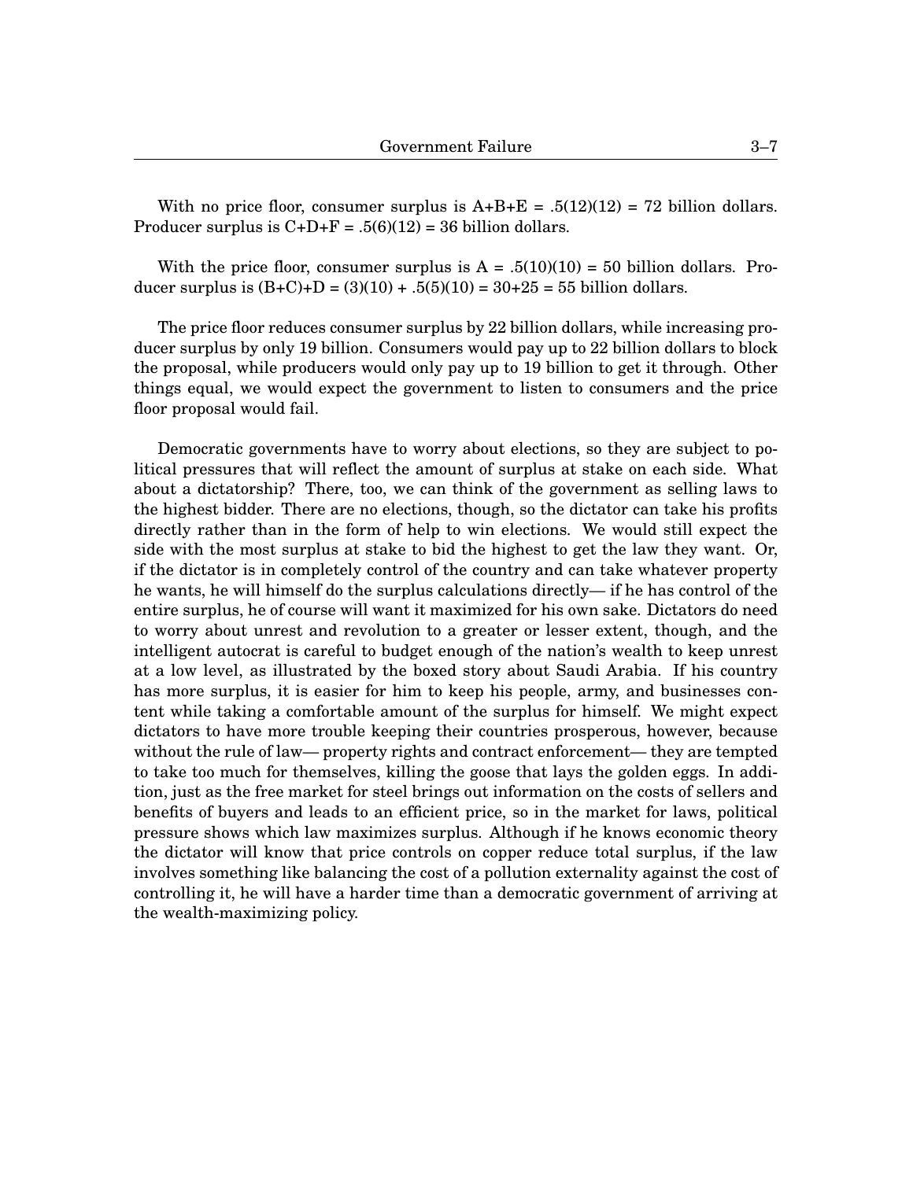With no price floor, consumer surplus is A+B+E = .5(12)(12) = 72 billion dollars. Producer surplus is C+D+F = .5(6)(12) = 36 billion dollars.

With the price floor, consumer surplus is A = .5(10)(10) = 50 billion dollars. Producer surplus is (B+C)+D = (3)(10) + .5(5)(10) = 30+25 = 55 billion dollars.

The price floor reduces consumer surplus by 22 billion dollars, while increasing producer surplus by only 19 billion. Consumers would pay up to 22 billion dollars to block the proposal, while producers would only pay up to 19 billion to get it through. Other things equal, we would expect the government to listen to consumers and the price floor proposal would fail.

Democratic governments have to worry about elections, so they are subject to political pressures that will reflect the amount of surplus at stake on each side. What about a dictatorship? There, too, we can think of the government as selling laws to the highest bidder. There are no elections, though, so the dictator can take his profits directly rather than in the form of help to win elections. We would still expect the side with the most surplus at stake to bid the highest to get the law they want. Or, if the dictator is in completely control of the country and can take whatever property he wants, he will himself do the surplus calculations directly— if he has control of the entire surplus, he of course will want it maximized for his own sake. Dictators do need to worry about unrest and revolution to a greater or lesser extent, though, and the intelligent autocrat is careful to budget enough of the nation's wealth to keep unrest at a low level, as illustrated by the boxed story about Saudi Arabia. If his country has more surplus, it is easier for him to keep his people, army, and businesses content while taking a comfortable amount of the surplus for himself. We might expect dictators to have more trouble keeping their countries prosperous, however, because without the rule of law— property rights and contract enforcement— they are tempted to take too much for themselves, killing the goose that lays the golden eggs. In addition, just as the free market for steel brings out information on the costs of sellers and benefits of buyers and leads to an efficient price, so in the market for laws, political pressure shows which law maximizes surplus. Although if he knows economic theory the dictator will know that price controls on copper reduce total surplus, if the law involves something like balancing the cost of a pollution externality against the cost of controlling it, he will have a harder time than a democratic government of arriving at the wealth-maximizing policy.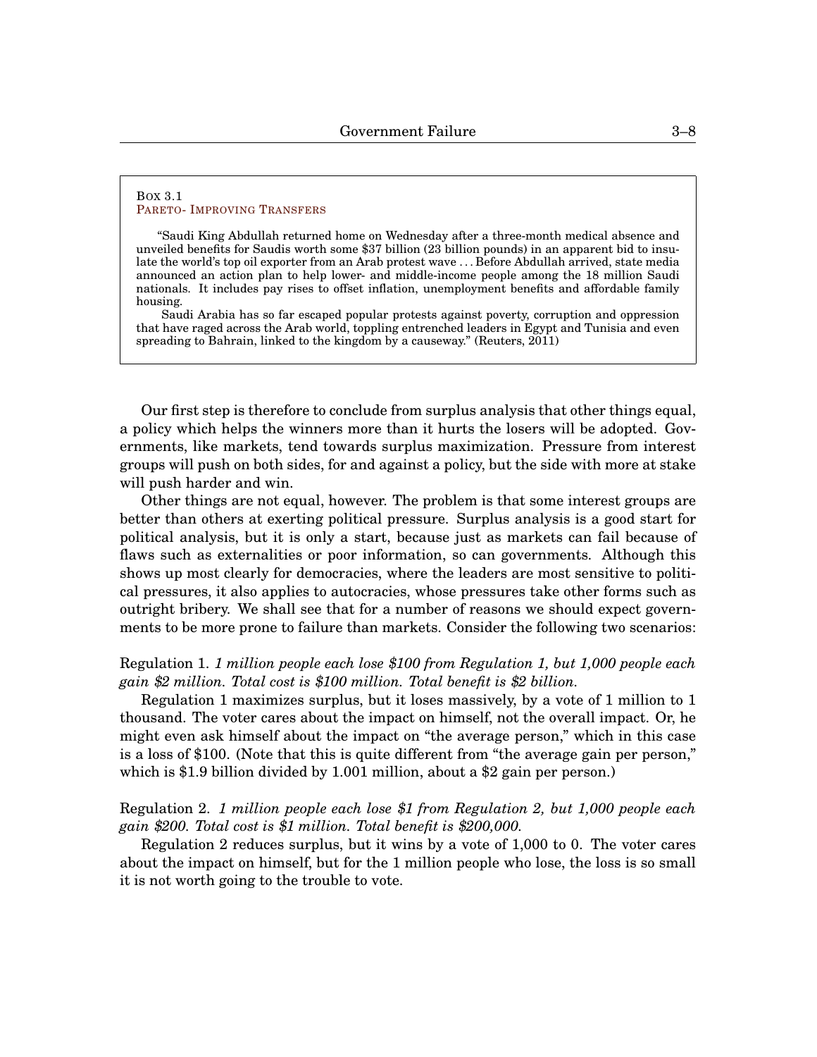Box 3.1
Pareto- Improving Transfers

"Saudi King Abdullah returned home on Wednesday after a three-month medical absence and unveiled benefits for Saudis worth some $37 billion (23 billion pounds) in an apparent bid to insulate the world's top oil exporter from an Arab protest wave . . . Before Abdullah arrived, state media announced an action plan to help lower- and middle-income people among the 18 million Saudi nationals. It includes pay rises to offset inflation, unemployment benefits and affordable family housing.

Saudi Arabia has so far escaped popular protests against poverty, corruption and oppression that have raged across the Arab world, toppling entrenched leaders in Egypt and Tunisia and even spreading to Bahrain, linked to the kingdom by a causeway." (Reuters, 2011)

Our first step is therefore to conclude from surplus analysis that other things equal, a policy which helps the winners more than it hurts the losers will be adopted. Governments, like markets, tend towards surplus maximization. Pressure from interest groups will push on both sides, for and against a policy, but the side with more at stake will push harder and win.

Other things are not equal, however. The problem is that some interest groups are better than others at exerting political pressure. Surplus analysis is a good start for political analysis, but it is only a start, because just as markets can fail because of flaws such as externalities or poor information, so can governments. Although this shows up most clearly for democracies, where the leaders are most sensitive to political pressures, it also applies to autocracies, whose pressures take other forms such as outright bribery. We shall see that for a number of reasons we should expect governments to be more prone to failure than markets. Consider the following two scenarios:

Regulation 1. *1 million people each lose $100 from Regulation 1, but 1,000 people each gain $2 million. Total cost is $100 million. Total benefit is $2 billion.*

Regulation 1 maximizes surplus, but it loses massively, by a vote of 1 million to 1 thousand. The voter cares about the impact on himself, not the overall impact. Or, he might even ask himself about the impact on "the average person," which in this case is a loss of $100. (Note that this is quite different from "the average gain per person," which is $1.9 billion divided by 1.001 million, about a $2 gain per person.)

Regulation 2. *1 million people each lose $1 from Regulation 2, but 1,000 people each gain $200. Total cost is $1 million. Total benefit is $200,000.*

Regulation 2 reduces surplus, but it wins by a vote of 1,000 to 0. The voter cares about the impact on himself, but for the 1 million people who lose, the loss is so small it is not worth going to the trouble to vote.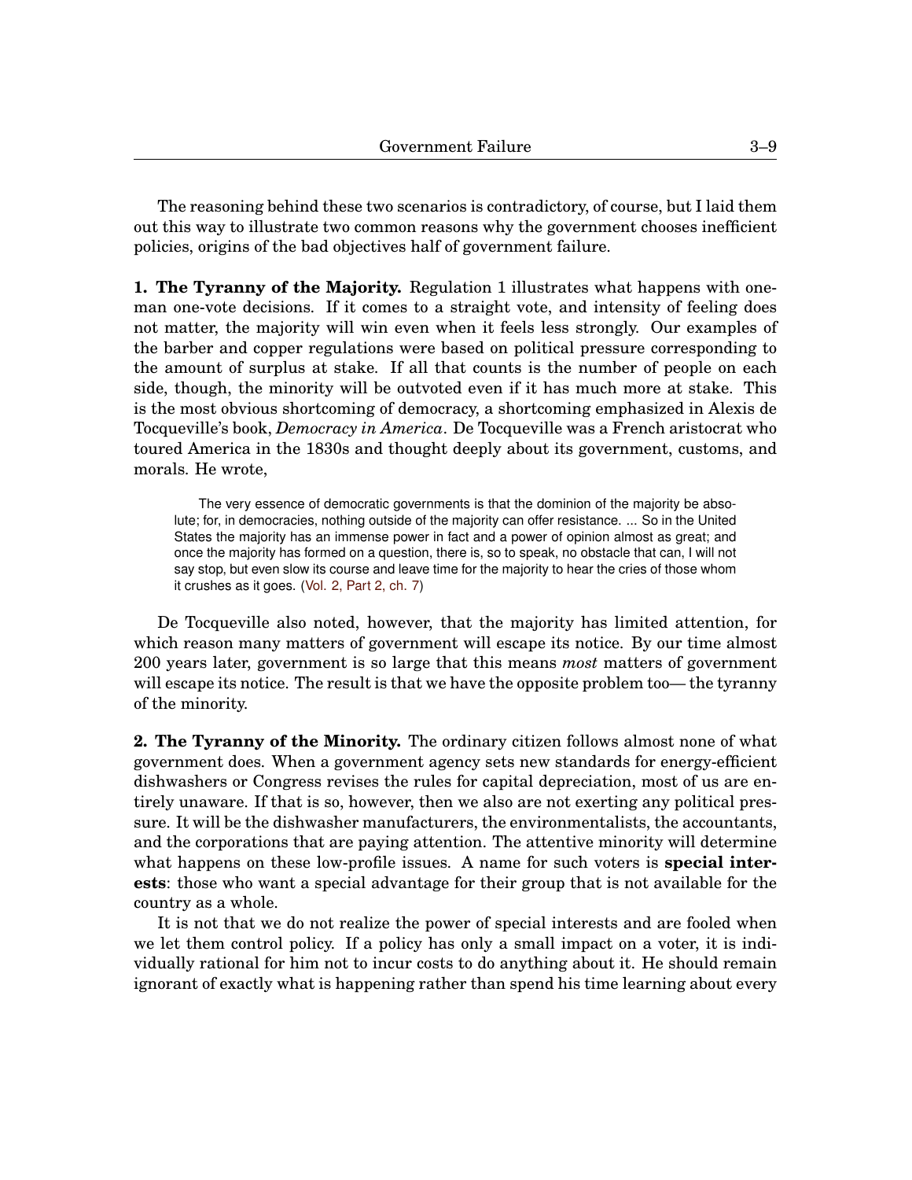The reasoning behind these two scenarios is contradictory, of course, but I laid them out this way to illustrate two common reasons why the government chooses inefficient policies, origins of the bad objectives half of government failure.

**1. The Tyranny of the Majority.** Regulation 1 illustrates what happens with one-man one-vote decisions. If it comes to a straight vote, and intensity of feeling does not matter, the majority will win even when it feels less strongly. Our examples of the barber and copper regulations were based on political pressure corresponding to the amount of surplus at stake. If all that counts is the number of people on each side, though, the minority will be outvoted even if it has much more at stake. This is the most obvious shortcoming of democracy, a shortcoming emphasized in Alexis de Tocqueville's book, *Democracy in America*. De Tocqueville was a French aristocrat who toured America in the 1830s and thought deeply about its government, customs, and morals. He wrote,

> The very essence of democratic governments is that the dominion of the majority be absolute; for, in democracies, nothing outside of the majority can offer resistance. ... So in the United States the majority has an immense power in fact and a power of opinion almost as great; and once the majority has formed on a question, there is, so to speak, no obstacle that can, I will not say stop, but even slow its course and leave time for the majority to hear the cries of those whom it crushes as it goes. (Vol. 2, Part 2, ch. 7)

De Tocqueville also noted, however, that the majority has limited attention, for which reason many matters of government will escape its notice. By our time almost 200 years later, government is so large that this means *most* matters of government will escape its notice. The result is that we have the opposite problem too— the tyranny of the minority.

**2. The Tyranny of the Minority.** The ordinary citizen follows almost none of what government does. When a government agency sets new standards for energy-efficient dishwashers or Congress revises the rules for capital depreciation, most of us are entirely unaware. If that is so, however, then we also are not exerting any political pressure. It will be the dishwasher manufacturers, the environmentalists, the accountants, and the corporations that are paying attention. The attentive minority will determine what happens on these low-profile issues. A name for such voters is **special interests**: those who want a special advantage for their group that is not available for the country as a whole.

It is not that we do not realize the power of special interests and are fooled when we let them control policy. If a policy has only a small impact on a voter, it is individually rational for him not to incur costs to do anything about it. He should remain ignorant of exactly what is happening rather than spend his time learning about every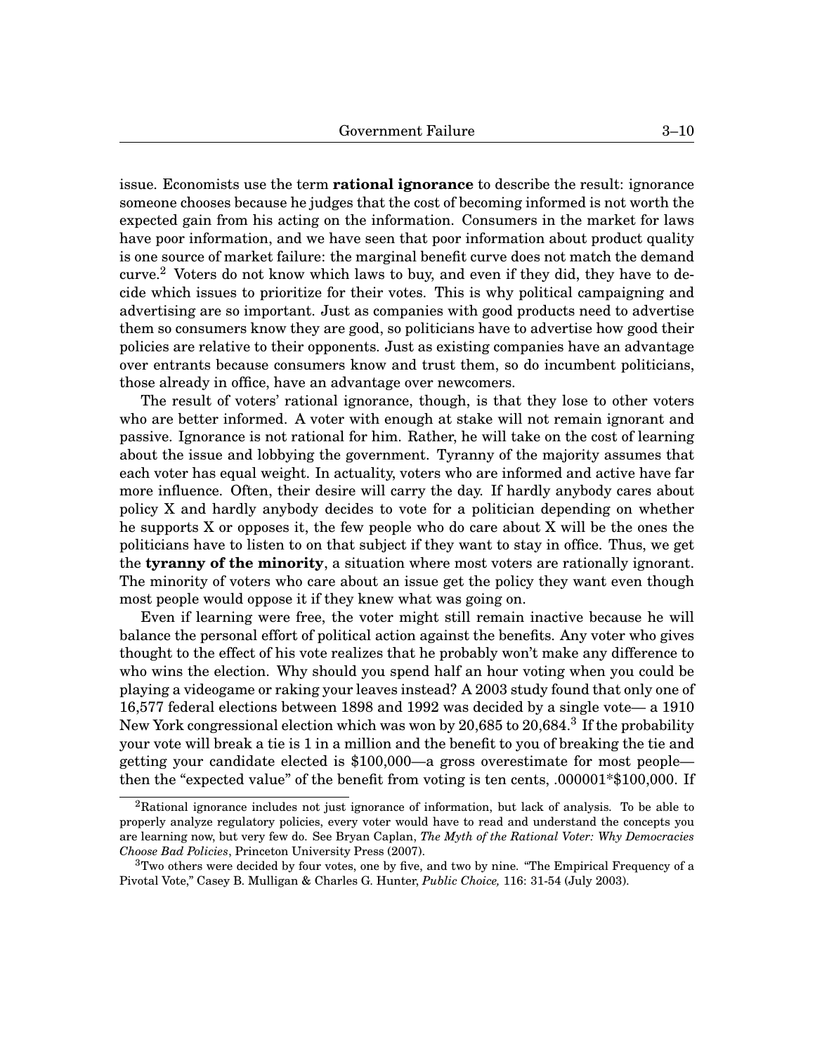issue. Economists use the term **rational ignorance** to describe the result: ignorance someone chooses because he judges that the cost of becoming informed is not worth the expected gain from his acting on the information. Consumers in the market for laws have poor information, and we have seen that poor information about product quality is one source of market failure: the marginal benefit curve does not match the demand curve.[2] Voters do not know which laws to buy, and even if they did, they have to decide which issues to prioritize for their votes. This is why political campaigning and advertising are so important. Just as companies with good products need to advertise them so consumers know they are good, so politicians have to advertise how good their policies are relative to their opponents. Just as existing companies have an advantage over entrants because consumers know and trust them, so do incumbent politicians, those already in office, have an advantage over newcomers.

The result of voters' rational ignorance, though, is that they lose to other voters who are better informed. A voter with enough at stake will not remain ignorant and passive. Ignorance is not rational for him. Rather, he will take on the cost of learning about the issue and lobbying the government. Tyranny of the majority assumes that each voter has equal weight. In actuality, voters who are informed and active have far more influence. Often, their desire will carry the day. If hardly anybody cares about policy X and hardly anybody decides to vote for a politician depending on whether he supports X or opposes it, the few people who do care about X will be the ones the politicians have to listen to on that subject if they want to stay in office. Thus, we get the **tyranny of the minority**, a situation where most voters are rationally ignorant. The minority of voters who care about an issue get the policy they want even though most people would oppose it if they knew what was going on.

Even if learning were free, the voter might still remain inactive because he will balance the personal effort of political action against the benefits. Any voter who gives thought to the effect of his vote realizes that he probably won't make any difference to who wins the election. Why should you spend half an hour voting when you could be playing a videogame or raking your leaves instead? A 2003 study found that only one of 16,577 federal elections between 1898 and 1992 was decided by a single vote— a 1910 New York congressional election which was won by 20,685 to 20,684.[3] If the probability your vote will break a tie is 1 in a million and the benefit to you of breaking the tie and getting your candidate elected is \$100,000—a gross overestimate for most people—then the "expected value" of the benefit from voting is ten cents, .000001*\$100,000. If

---

[2] Rational ignorance includes not just ignorance of information, but lack of analysis. To be able to properly analyze regulatory policies, every voter would have to read and understand the concepts you are learning now, but very few do. See Bryan Caplan, *The Myth of the Rational Voter: Why Democracies Choose Bad Policies*, Princeton University Press (2007).

[3] Two others were decided by four votes, one by five, and two by nine. "The Empirical Frequency of a Pivotal Vote," Casey B. Mulligan & Charles G. Hunter, *Public Choice,* 116: 31-54 (July 2003).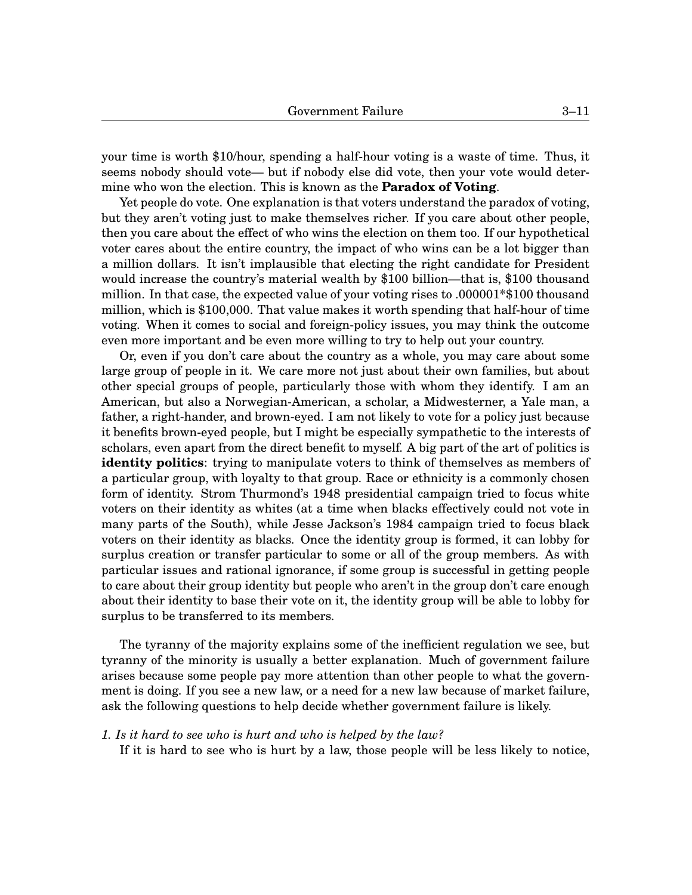your time is worth $10/hour, spending a half-hour voting is a waste of time. Thus, it seems nobody should vote— but if nobody else did vote, then your vote would determine who won the election. This is known as the **Paradox of Voting**.

Yet people do vote. One explanation is that voters understand the paradox of voting, but they aren't voting just to make themselves richer. If you care about other people, then you care about the effect of who wins the election on them too. If our hypothetical voter cares about the entire country, the impact of who wins can be a lot bigger than a million dollars. It isn't implausible that electing the right candidate for President would increase the country's material wealth by $100 billion—that is, $100 thousand million. In that case, the expected value of your voting rises to .000001*$100 thousand million, which is $100,000. That value makes it worth spending that half-hour of time voting. When it comes to social and foreign-policy issues, you may think the outcome even more important and be even more willing to try to help out your country.

Or, even if you don't care about the country as a whole, you may care about some large group of people in it. We care more not just about their own families, but about other special groups of people, particularly those with whom they identify. I am an American, but also a Norwegian-American, a scholar, a Midwesterner, a Yale man, a father, a right-hander, and brown-eyed. I am not likely to vote for a policy just because it benefits brown-eyed people, but I might be especially sympathetic to the interests of scholars, even apart from the direct benefit to myself. A big part of the art of politics is **identity politics**: trying to manipulate voters to think of themselves as members of a particular group, with loyalty to that group. Race or ethnicity is a commonly chosen form of identity. Strom Thurmond's 1948 presidential campaign tried to focus white voters on their identity as whites (at a time when blacks effectively could not vote in many parts of the South), while Jesse Jackson's 1984 campaign tried to focus black voters on their identity as blacks. Once the identity group is formed, it can lobby for surplus creation or transfer particular to some or all of the group members. As with particular issues and rational ignorance, if some group is successful in getting people to care about their group identity but people who aren't in the group don't care enough about their identity to base their vote on it, the identity group will be able to lobby for surplus to be transferred to its members.

The tyranny of the majority explains some of the inefficient regulation we see, but tyranny of the minority is usually a better explanation. Much of government failure arises because some people pay more attention than other people to what the government is doing. If you see a new law, or a need for a new law because of market failure, ask the following questions to help decide whether government failure is likely.

*1. Is it hard to see who is hurt and who is helped by the law?*

If it is hard to see who is hurt by a law, those people will be less likely to notice,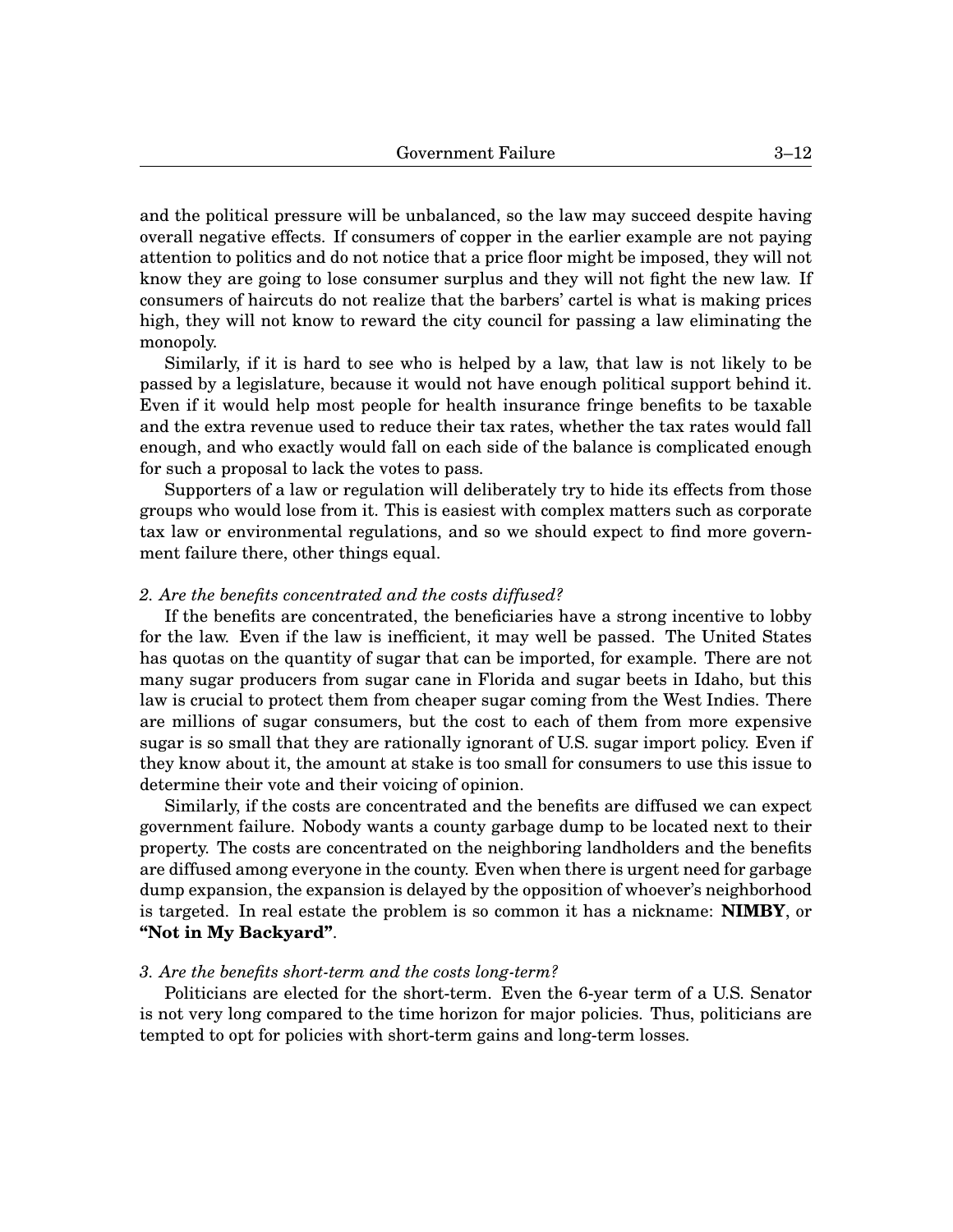and the political pressure will be unbalanced, so the law may succeed despite having overall negative effects. If consumers of copper in the earlier example are not paying attention to politics and do not notice that a price floor might be imposed, they will not know they are going to lose consumer surplus and they will not fight the new law. If consumers of haircuts do not realize that the barbers' cartel is what is making prices high, they will not know to reward the city council for passing a law eliminating the monopoly.

Similarly, if it is hard to see who is helped by a law, that law is not likely to be passed by a legislature, because it would not have enough political support behind it. Even if it would help most people for health insurance fringe benefits to be taxable and the extra revenue used to reduce their tax rates, whether the tax rates would fall enough, and who exactly would fall on each side of the balance is complicated enough for such a proposal to lack the votes to pass.

Supporters of a law or regulation will deliberately try to hide its effects from those groups who would lose from it. This is easiest with complex matters such as corporate tax law or environmental regulations, and so we should expect to find more government failure there, other things equal.

*2. Are the benefits concentrated and the costs diffused?*

If the benefits are concentrated, the beneficiaries have a strong incentive to lobby for the law. Even if the law is inefficient, it may well be passed. The United States has quotas on the quantity of sugar that can be imported, for example. There are not many sugar producers from sugar cane in Florida and sugar beets in Idaho, but this law is crucial to protect them from cheaper sugar coming from the West Indies. There are millions of sugar consumers, but the cost to each of them from more expensive sugar is so small that they are rationally ignorant of U.S. sugar import policy. Even if they know about it, the amount at stake is too small for consumers to use this issue to determine their vote and their voicing of opinion.

Similarly, if the costs are concentrated and the benefits are diffused we can expect government failure. Nobody wants a county garbage dump to be located next to their property. The costs are concentrated on the neighboring landholders and the benefits are diffused among everyone in the county. Even when there is urgent need for garbage dump expansion, the expansion is delayed by the opposition of whoever's neighborhood is targeted. In real estate the problem is so common it has a nickname: **NIMBY**, or **"Not in My Backyard"**.

*3. Are the benefits short-term and the costs long-term?*

Politicians are elected for the short-term. Even the 6-year term of a U.S. Senator is not very long compared to the time horizon for major policies. Thus, politicians are tempted to opt for policies with short-term gains and long-term losses.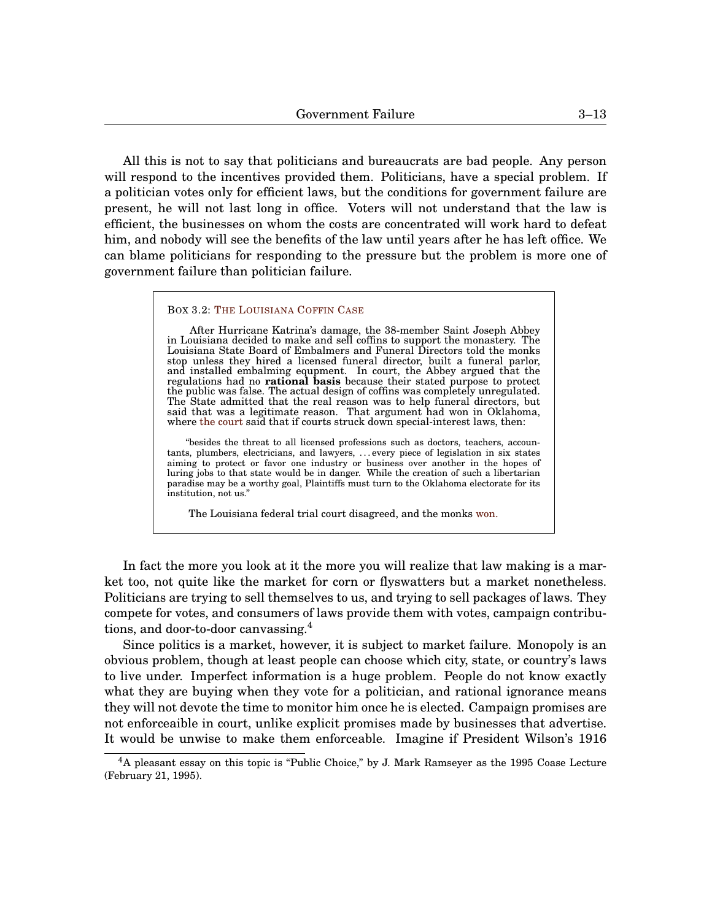All this is not to say that politicians and bureaucrats are bad people. Any person will respond to the incentives provided them. Politicians, have a special problem. If a politician votes only for efficient laws, but the conditions for government failure are present, he will not last long in office. Voters will not understand that the law is efficient, the businesses on whom the costs are concentrated will work hard to defeat him, and nobody will see the benefits of the law until years after he has left office. We can blame politicians for responding to the pressure but the problem is more one of government failure than politician failure.

> BOX 3.2: THE LOUISIANA COFFIN CASE
>
> After Hurricane Katrina's damage, the 38-member Saint Joseph Abbey in Louisiana decided to make and sell coffins to support the monastery. The Louisiana State Board of Embalmers and Funeral Directors told the monks stop unless they hired a licensed funeral director, built a funeral parlor, and installed embalming equpment. In court, the Abbey argued that the regulations had no **rational basis** because their stated purpose to protect the public was false. The actual design of coffins was completely unregulated. The State admitted that the real reason was to help funeral directors, but said that was a legitimate reason. That argument had won in Oklahoma, where the court said that if courts struck down special-interest laws, then:
>
> > "besides the threat to all licensed professions such as doctors, teachers, accountants, plumbers, electricians, and lawyers, . . . every piece of legislation in six states aiming to protect or favor one industry or business over another in the hopes of luring jobs to that state would be in danger. While the creation of such a libertarian paradise may be a worthy goal, Plaintiffs must turn to the Oklahoma electorate for its institution, not us."
>
> The Louisiana federal trial court disagreed, and the monks won.

In fact the more you look at it the more you will realize that law making is a market too, not quite like the market for corn or flyswatters but a market nonetheless. Politicians are trying to sell themselves to us, and trying to sell packages of laws. They compete for votes, and consumers of laws provide them with votes, campaign contributions, and door-to-door canvassing.[4]

Since politics is a market, however, it is subject to market failure. Monopoly is an obvious problem, though at least people can choose which city, state, or country's laws to live under. Imperfect information is a huge problem. People do not know exactly what they are buying when they vote for a politician, and rational ignorance means they will not devote the time to monitor him once he is elected. Campaign promises are not enforceaible in court, unlike explicit promises made by businesses that advertise. It would be unwise to make them enforceable. Imagine if President Wilson's 1916

---

[4] A pleasant essay on this topic is "Public Choice," by J. Mark Ramseyer as the 1995 Coase Lecture (February 21, 1995).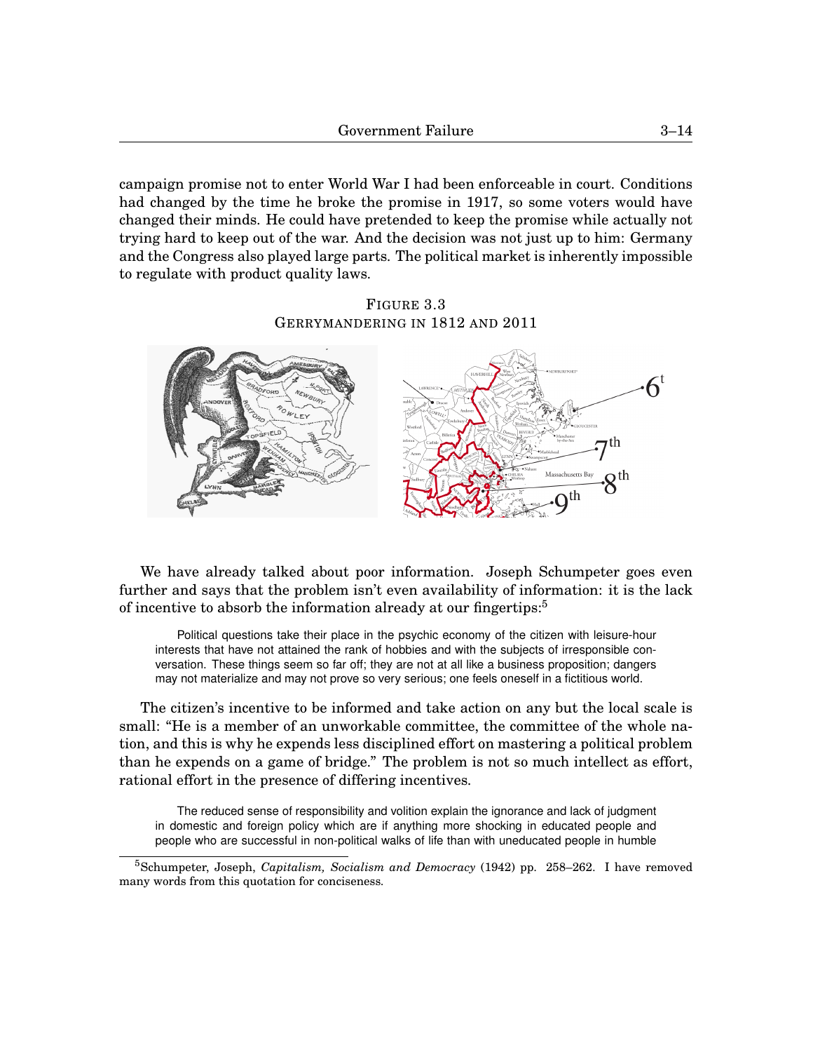campaign promise not to enter World War I had been enforceable in court. Conditions had changed by the time he broke the promise in 1917, so some voters would have changed their minds. He could have pretended to keep the promise while actually not trying hard to keep out of the war. And the decision was not just up to him: Germany and the Congress also played large parts. The political market is inherently impossible to regulate with product quality laws.

FIGURE 3.3
GERRYMANDERING IN 1812 AND 2011

We have already talked about poor information. Joseph Schumpeter goes even further and says that the problem isn't even availability of information: it is the lack of incentive to absorb the information already at our fingertips:[5]

> Political questions take their place in the psychic economy of the citizen with leisure-hour interests that have not attained the rank of hobbies and with the subjects of irresponsible conversation. These things seem so far off; they are not at all like a business proposition; dangers may not materialize and may not prove so very serious; one feels oneself in a fictitious world.

The citizen's incentive to be informed and take action on any but the local scale is small: "He is a member of an unworkable committee, the committee of the whole nation, and this is why he expends less disciplined effort on mastering a political problem than he expends on a game of bridge." The problem is not so much intellect as effort, rational effort in the presence of differing incentives.

> The reduced sense of responsibility and volition explain the ignorance and lack of judgment in domestic and foreign policy which are if anything more shocking in educated people and people who are successful in non-political walks of life than with uneducated people in humble

[5] Schumpeter, Joseph, *Capitalism, Socialism and Democracy* (1942) pp. 258–262. I have removed many words from this quotation for conciseness.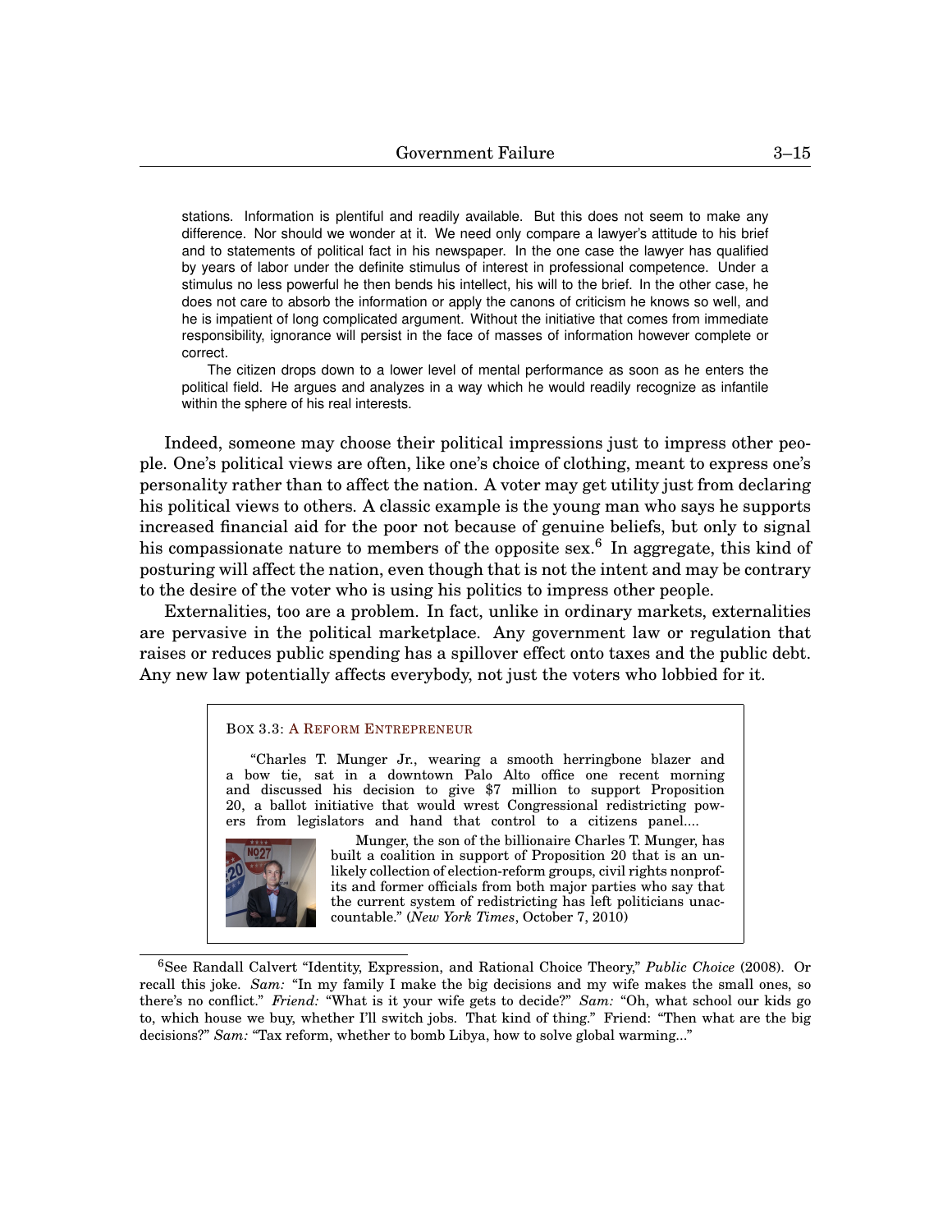> stations. Information is plentiful and readily available. But this does not seem to make any difference. Nor should we wonder at it. We need only compare a lawyer's attitude to his brief and to statements of political fact in his newspaper. In the one case the lawyer has qualified by years of labor under the definite stimulus of interest in professional competence. Under a stimulus no less powerful he then bends his intellect, his will to the brief. In the other case, he does not care to absorb the information or apply the canons of criticism he knows so well, and he is impatient of long complicated argument. Without the initiative that comes from immediate responsibility, ignorance will persist in the face of masses of information however complete or correct.
>
> The citizen drops down to a lower level of mental performance as soon as he enters the political field. He argues and analyzes in a way which he would readily recognize as infantile within the sphere of his real interests.

Indeed, someone may choose their political impressions just to impress other people. One's political views are often, like one's choice of clothing, meant to express one's personality rather than to affect the nation. A voter may get utility just from declaring his political views to others. A classic example is the young man who says he supports increased financial aid for the poor not because of genuine beliefs, but only to signal his compassionate nature to members of the opposite sex.[6] In aggregate, this kind of posturing will affect the nation, even though that is not the intent and may be contrary to the desire of the voter who is using his politics to impress other people.

Externalities, too are a problem. In fact, unlike in ordinary markets, externalities are pervasive in the political marketplace. Any government law or regulation that raises or reduces public spending has a spillover effect onto taxes and the public debt. Any new law potentially affects everybody, not just the voters who lobbied for it.

> BOX 3.3: A REFORM ENTREPRENEUR
>
> "Charles T. Munger Jr., wearing a smooth herringbone blazer and a bow tie, sat in a downtown Palo Alto office one recent morning and discussed his decision to give $7 million to support Proposition 20, a ballot initiative that would wrest Congressional redistricting powers from legislators and hand that control to a citizens panel....
>
> Munger, the son of the billionaire Charles T. Munger, has built a coalition in support of Proposition 20 that is an unlikely collection of election-reform groups, civil rights nonprofits and former officials from both major parties who say that the current system of redistricting has left politicians unaccountable." (*New York Times*, October 7, 2010)

[6] See Randall Calvert "Identity, Expression, and Rational Choice Theory," *Public Choice* (2008). Or recall this joke. *Sam:* "In my family I make the big decisions and my wife makes the small ones, so there's no conflict." *Friend:* "What is it your wife gets to decide?" *Sam:* "Oh, what school our kids go to, which house we buy, whether I'll switch jobs. That kind of thing." Friend: "Then what are the big decisions?" *Sam:* "Tax reform, whether to bomb Libya, how to solve global warming..."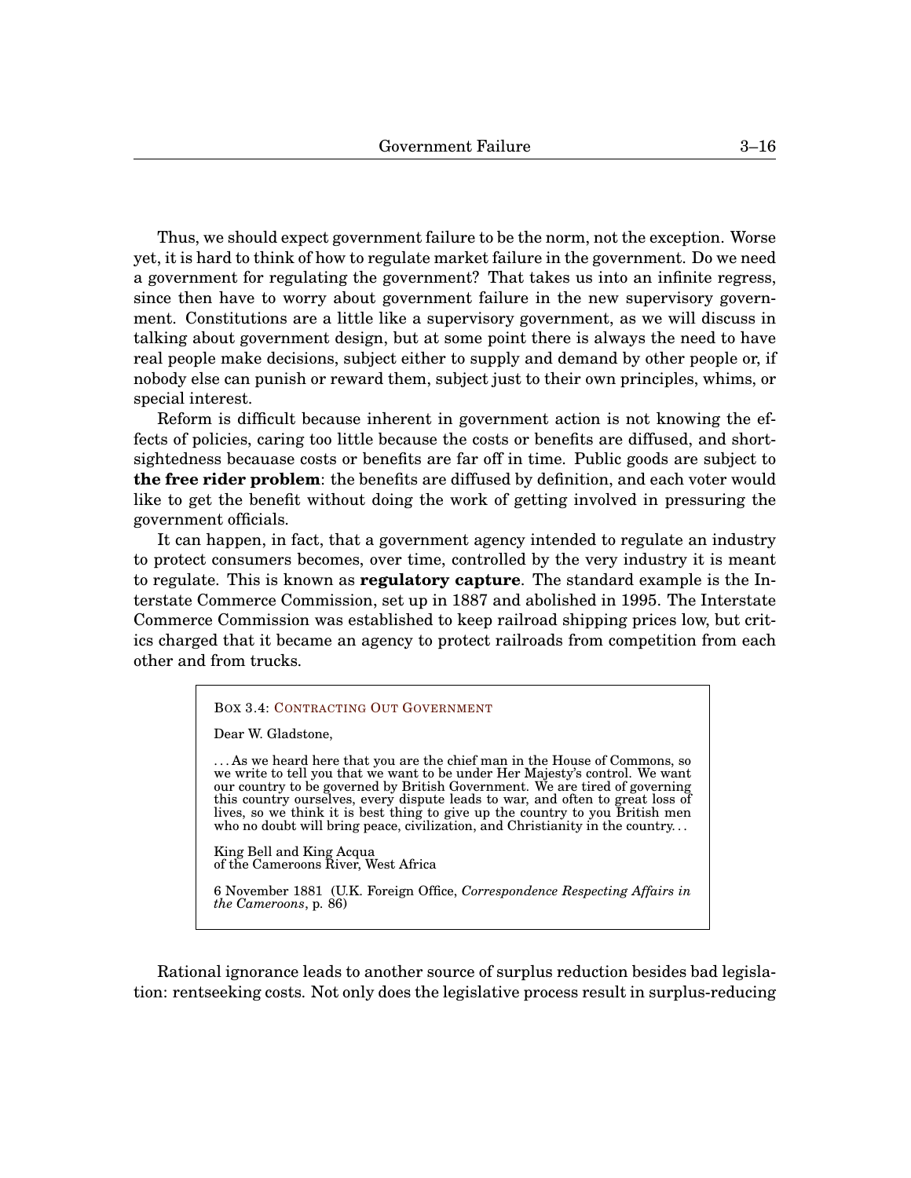Thus, we should expect government failure to be the norm, not the exception. Worse yet, it is hard to think of how to regulate market failure in the government. Do we need a government for regulating the government? That takes us into an infinite regress, since then have to worry about government failure in the new supervisory government. Constitutions are a little like a supervisory government, as we will discuss in talking about government design, but at some point there is always the need to have real people make decisions, subject either to supply and demand by other people or, if nobody else can punish or reward them, subject just to their own principles, whims, or special interest.

Reform is difficult because inherent in government action is not knowing the effects of policies, caring too little because the costs or benefits are diffused, and shortsightedness becauase costs or benefits are far off in time. Public goods are subject to **the free rider problem**: the benefits are diffused by definition, and each voter would like to get the benefit without doing the work of getting involved in pressuring the government officials.

It can happen, in fact, that a government agency intended to regulate an industry to protect consumers becomes, over time, controlled by the very industry it is meant to regulate. This is known as **regulatory capture**. The standard example is the Interstate Commerce Commission, set up in 1887 and abolished in 1995. The Interstate Commerce Commission was established to keep railroad shipping prices low, but critics charged that it became an agency to protect railroads from competition from each other and from trucks.

> Box 3.4: Contracting Out Government
>
> Dear W. Gladstone,
>
> . . . As we heard here that you are the chief man in the House of Commons, so we write to tell you that we want to be under Her Majesty's control. We want our country to be governed by British Government. We are tired of governing this country ourselves, every dispute leads to war, and often to great loss of lives, so we think it is best thing to give up the country to you British men who no doubt will bring peace, civilization, and Christianity in the country. . .
>
> King Bell and King Acqua
> of the Cameroons River, West Africa
>
> 6 November 1881 (U.K. Foreign Office, *Correspondence Respecting Affairs in the Cameroons*, p. 86)

Rational ignorance leads to another source of surplus reduction besides bad legislation: rentseeking costs. Not only does the legislative process result in surplus-reducing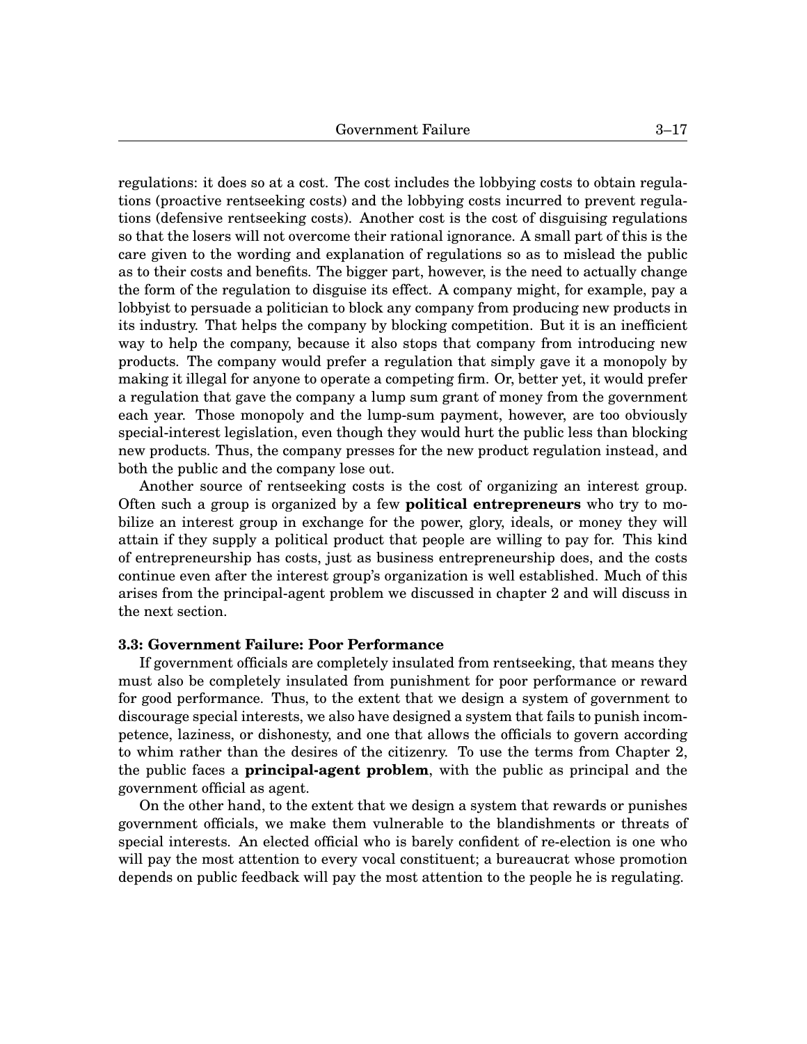regulations: it does so at a cost. The cost includes the lobbying costs to obtain regulations (proactive rentseeking costs) and the lobbying costs incurred to prevent regulations (defensive rentseeking costs). Another cost is the cost of disguising regulations so that the losers will not overcome their rational ignorance. A small part of this is the care given to the wording and explanation of regulations so as to mislead the public as to their costs and benefits. The bigger part, however, is the need to actually change the form of the regulation to disguise its effect. A company might, for example, pay a lobbyist to persuade a politician to block any company from producing new products in its industry. That helps the company by blocking competition. But it is an inefficient way to help the company, because it also stops that company from introducing new products. The company would prefer a regulation that simply gave it a monopoly by making it illegal for anyone to operate a competing firm. Or, better yet, it would prefer a regulation that gave the company a lump sum grant of money from the government each year. Those monopoly and the lump-sum payment, however, are too obviously special-interest legislation, even though they would hurt the public less than blocking new products. Thus, the company presses for the new product regulation instead, and both the public and the company lose out.

Another source of rentseeking costs is the cost of organizing an interest group. Often such a group is organized by a few **political entrepreneurs** who try to mobilize an interest group in exchange for the power, glory, ideals, or money they will attain if they supply a political product that people are willing to pay for. This kind of entrepreneurship has costs, just as business entrepreneurship does, and the costs continue even after the interest group's organization is well established. Much of this arises from the principal-agent problem we discussed in chapter 2 and will discuss in the next section.

### 3.3: Government Failure: Poor Performance

If government officials are completely insulated from rentseeking, that means they must also be completely insulated from punishment for poor performance or reward for good performance. Thus, to the extent that we design a system of government to discourage special interests, we also have designed a system that fails to punish incompetence, laziness, or dishonesty, and one that allows the officials to govern according to whim rather than the desires of the citizenry. To use the terms from Chapter 2, the public faces a **principal-agent problem**, with the public as principal and the government official as agent.

On the other hand, to the extent that we design a system that rewards or punishes government officials, we make them vulnerable to the blandishments or threats of special interests. An elected official who is barely confident of re-election is one who will pay the most attention to every vocal constituent; a bureaucrat whose promotion depends on public feedback will pay the most attention to the people he is regulating.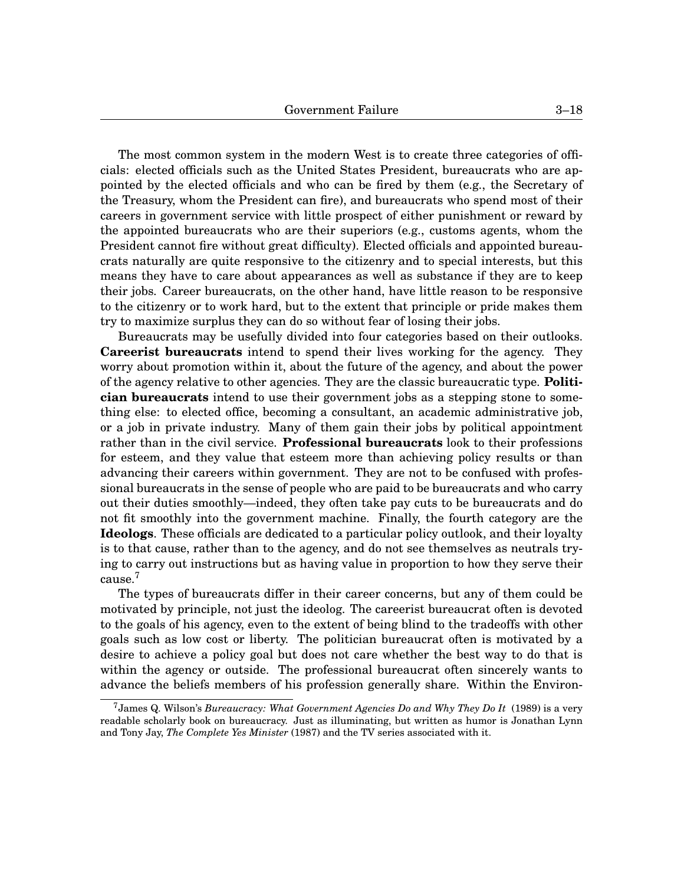The most common system in the modern West is to create three categories of officials: elected officials such as the United States President, bureaucrats who are appointed by the elected officials and who can be fired by them (e.g., the Secretary of the Treasury, whom the President can fire), and bureaucrats who spend most of their careers in government service with little prospect of either punishment or reward by the appointed bureaucrats who are their superiors (e.g., customs agents, whom the President cannot fire without great difficulty). Elected officials and appointed bureaucrats naturally are quite responsive to the citizenry and to special interests, but this means they have to care about appearances as well as substance if they are to keep their jobs. Career bureaucrats, on the other hand, have little reason to be responsive to the citizenry or to work hard, but to the extent that principle or pride makes them try to maximize surplus they can do so without fear of losing their jobs.

Bureaucrats may be usefully divided into four categories based on their outlooks. **Careerist bureaucrats** intend to spend their lives working for the agency. They worry about promotion within it, about the future of the agency, and about the power of the agency relative to other agencies. They are the classic bureaucratic type. **Politician bureaucrats** intend to use their government jobs as a stepping stone to something else: to elected office, becoming a consultant, an academic administrative job, or a job in private industry. Many of them gain their jobs by political appointment rather than in the civil service. **Professional bureaucrats** look to their professions for esteem, and they value that esteem more than achieving policy results or than advancing their careers within government. They are not to be confused with professional bureaucrats in the sense of people who are paid to be bureaucrats and who carry out their duties smoothly—indeed, they often take pay cuts to be bureaucrats and do not fit smoothly into the government machine. Finally, the fourth category are the **Ideologs**. These officials are dedicated to a particular policy outlook, and their loyalty is to that cause, rather than to the agency, and do not see themselves as neutrals trying to carry out instructions but as having value in proportion to how they serve their cause.[7]

The types of bureaucrats differ in their career concerns, but any of them could be motivated by principle, not just the ideolog. The careerist bureaucrat often is devoted to the goals of his agency, even to the extent of being blind to the tradeoffs with other goals such as low cost or liberty. The politician bureaucrat often is motivated by a desire to achieve a policy goal but does not care whether the best way to do that is within the agency or outside. The professional bureaucrat often sincerely wants to advance the beliefs members of his profession generally share. Within the Environ-

[7] James Q. Wilson's *Bureaucracy: What Government Agencies Do and Why They Do It* (1989) is a very readable scholarly book on bureaucracy. Just as illuminating, but written as humor is Jonathan Lynn and Tony Jay, *The Complete Yes Minister* (1987) and the TV series associated with it.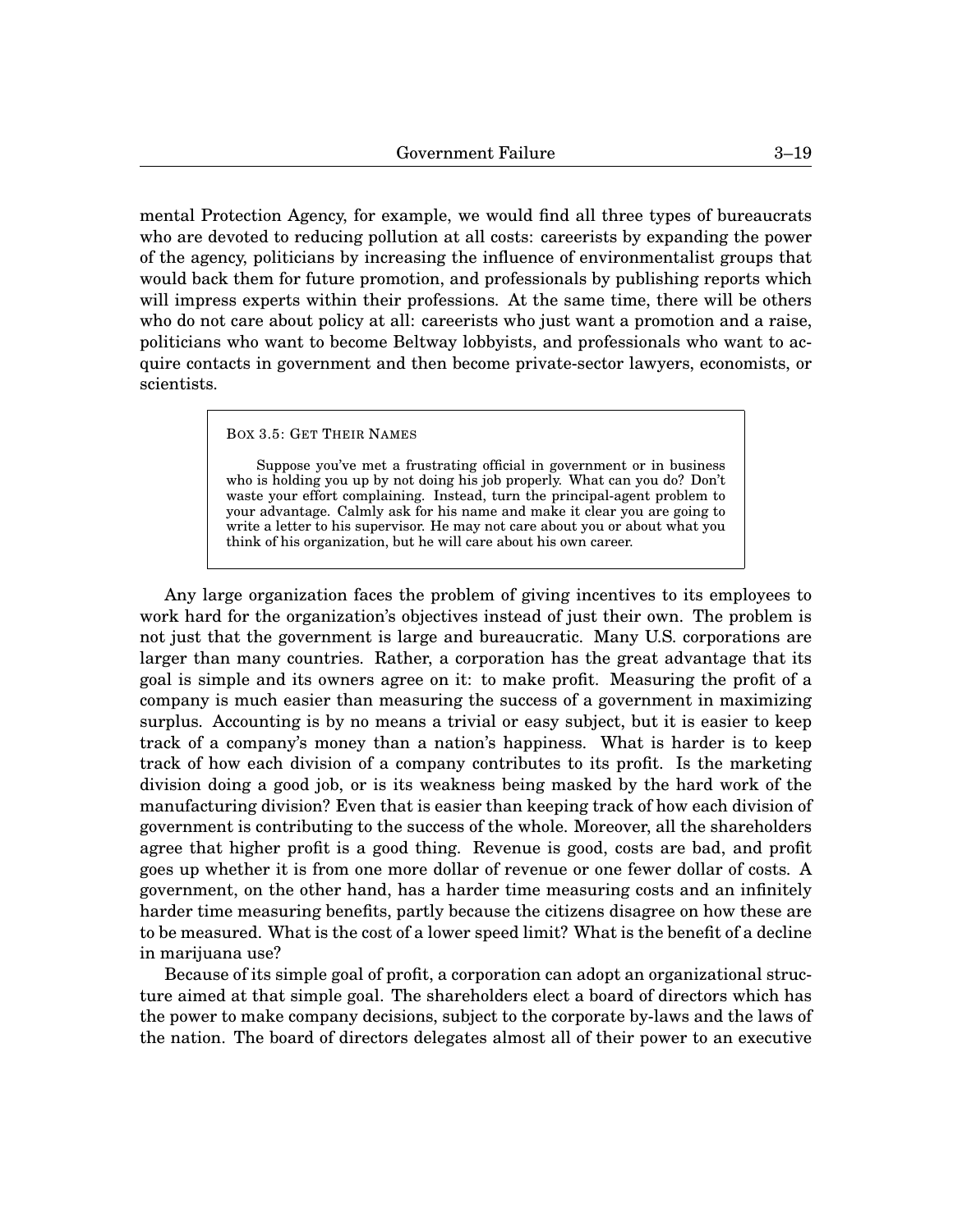mental Protection Agency, for example, we would find all three types of bureaucrats who are devoted to reducing pollution at all costs: careerists by expanding the power of the agency, politicians by increasing the influence of environmentalist groups that would back them for future promotion, and professionals by publishing reports which will impress experts within their professions. At the same time, there will be others who do not care about policy at all: careerists who just want a promotion and a raise, politicians who want to become Beltway lobbyists, and professionals who want to acquire contacts in government and then become private-sector lawyers, economists, or scientists.

> BOX 3.5: GET THEIR NAMES
>
> Suppose you've met a frustrating official in government or in business who is holding you up by not doing his job properly. What can you do? Don't waste your effort complaining. Instead, turn the principal-agent problem to your advantage. Calmly ask for his name and make it clear you are going to write a letter to his supervisor. He may not care about you or about what you think of his organization, but he will care about his own career.

Any large organization faces the problem of giving incentives to its employees to work hard for the organization's objectives instead of just their own. The problem is not just that the government is large and bureaucratic. Many U.S. corporations are larger than many countries. Rather, a corporation has the great advantage that its goal is simple and its owners agree on it: to make profit. Measuring the profit of a company is much easier than measuring the success of a government in maximizing surplus. Accounting is by no means a trivial or easy subject, but it is easier to keep track of a company's money than a nation's happiness. What is harder is to keep track of how each division of a company contributes to its profit. Is the marketing division doing a good job, or is its weakness being masked by the hard work of the manufacturing division? Even that is easier than keeping track of how each division of government is contributing to the success of the whole. Moreover, all the shareholders agree that higher profit is a good thing. Revenue is good, costs are bad, and profit goes up whether it is from one more dollar of revenue or one fewer dollar of costs. A government, on the other hand, has a harder time measuring costs and an infinitely harder time measuring benefits, partly because the citizens disagree on how these are to be measured. What is the cost of a lower speed limit? What is the benefit of a decline in marijuana use?

Because of its simple goal of profit, a corporation can adopt an organizational structure aimed at that simple goal. The shareholders elect a board of directors which has the power to make company decisions, subject to the corporate by-laws and the laws of the nation. The board of directors delegates almost all of their power to an executive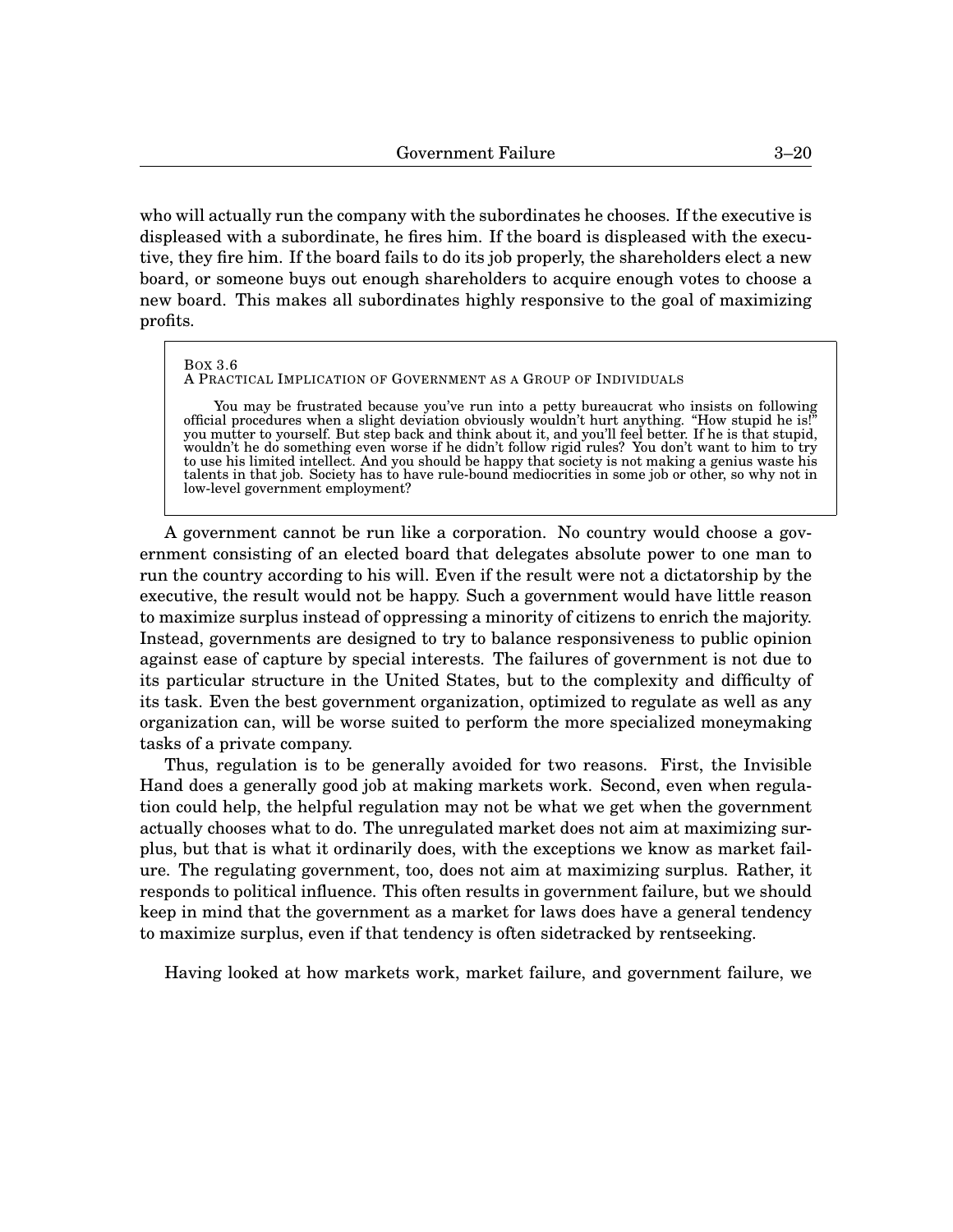who will actually run the company with the subordinates he chooses. If the executive is displeased with a subordinate, he fires him. If the board is displeased with the executive, they fire him. If the board fails to do its job properly, the shareholders elect a new board, or someone buys out enough shareholders to acquire enough votes to choose a new board. This makes all subordinates highly responsive to the goal of maximizing profits.

> BOX 3.6
> A PRACTICAL IMPLICATION OF GOVERNMENT AS A GROUP OF INDIVIDUALS
>
> You may be frustrated because you've run into a petty bureaucrat who insists on following official procedures when a slight deviation obviously wouldn't hurt anything. "How stupid he is!" you mutter to yourself. But step back and think about it, and you'll feel better. If he is that stupid, wouldn't he do something even worse if he didn't follow rigid rules? You don't want to him to try to use his limited intellect. And you should be happy that society is not making a genius waste his talents in that job. Society has to have rule-bound mediocrities in some job or other, so why not in low-level government employment?

A government cannot be run like a corporation. No country would choose a government consisting of an elected board that delegates absolute power to one man to run the country according to his will. Even if the result were not a dictatorship by the executive, the result would not be happy. Such a government would have little reason to maximize surplus instead of oppressing a minority of citizens to enrich the majority. Instead, governments are designed to try to balance responsiveness to public opinion against ease of capture by special interests. The failures of government is not due to its particular structure in the United States, but to the complexity and difficulty of its task. Even the best government organization, optimized to regulate as well as any organization can, will be worse suited to perform the more specialized moneymaking tasks of a private company.

Thus, regulation is to be generally avoided for two reasons. First, the Invisible Hand does a generally good job at making markets work. Second, even when regulation could help, the helpful regulation may not be what we get when the government actually chooses what to do. The unregulated market does not aim at maximizing surplus, but that is what it ordinarily does, with the exceptions we know as market failure. The regulating government, too, does not aim at maximizing surplus. Rather, it responds to political influence. This often results in government failure, but we should keep in mind that the government as a market for laws does have a general tendency to maximize surplus, even if that tendency is often sidetracked by rentseeking.

Having looked at how markets work, market failure, and government failure, we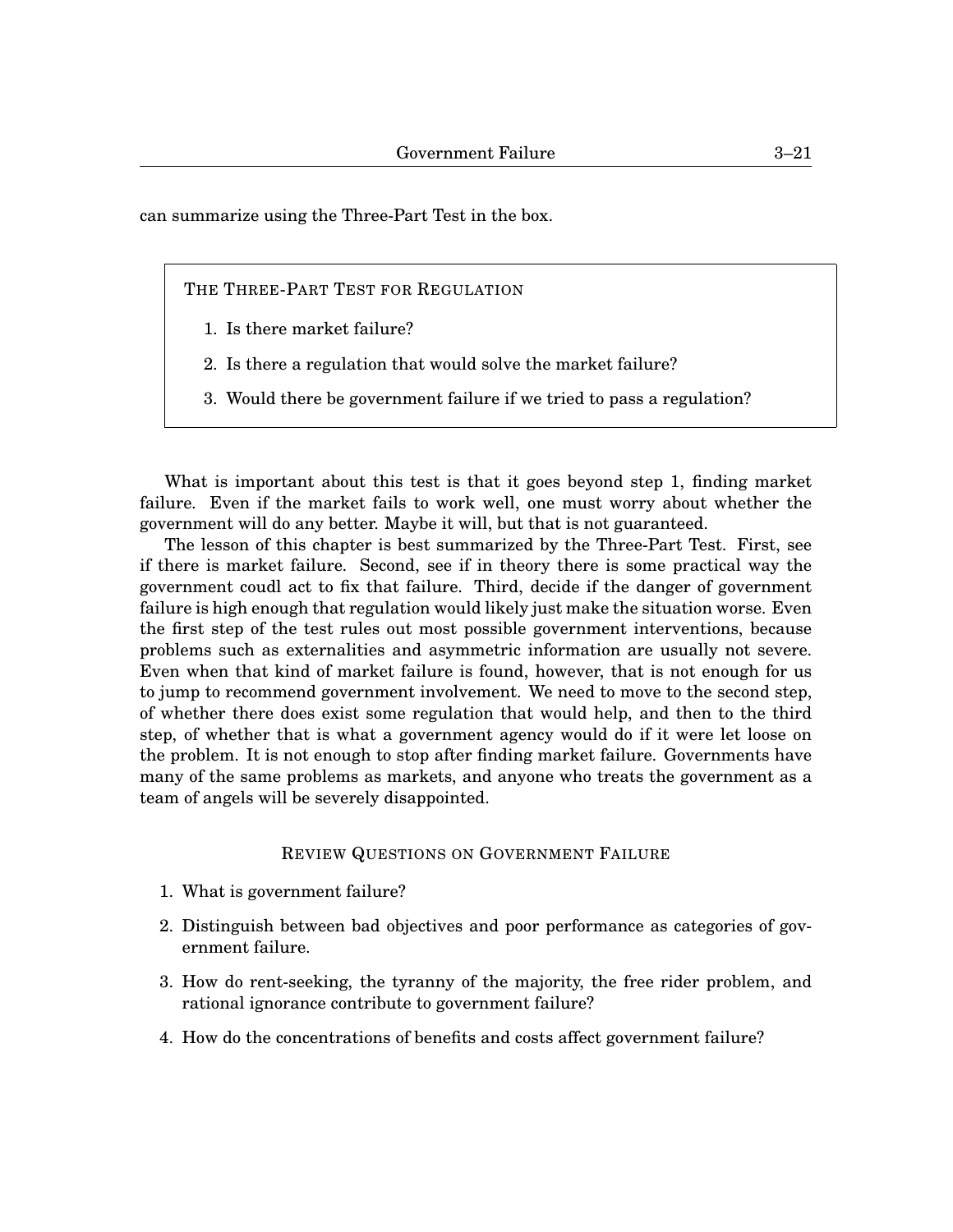can summarize using the Three-Part Test in the box.

> THE THREE-PART TEST FOR REGULATION
>
> 1. Is there market failure?
> 2. Is there a regulation that would solve the market failure?
> 3. Would there be government failure if we tried to pass a regulation?

What is important about this test is that it goes beyond step 1, finding market failure. Even if the market fails to work well, one must worry about whether the government will do any better. Maybe it will, but that is not guaranteed.

The lesson of this chapter is best summarized by the Three-Part Test. First, see if there is market failure. Second, see if in theory there is some practical way the government coudl act to fix that failure. Third, decide if the danger of government failure is high enough that regulation would likely just make the situation worse. Even the first step of the test rules out most possible government interventions, because problems such as externalities and asymmetric information are usually not severe. Even when that kind of market failure is found, however, that is not enough for us to jump to recommend government involvement. We need to move to the second step, of whether there does exist some regulation that would help, and then to the third step, of whether that is what a government agency would do if it were let loose on the problem. It is not enough to stop after finding market failure. Governments have many of the same problems as markets, and anyone who treats the government as a team of angels will be severely disappointed.

## REVIEW QUESTIONS ON GOVERNMENT FAILURE

1. What is government failure?
2. Distinguish between bad objectives and poor performance as categories of government failure.
3. How do rent-seeking, the tyranny of the majority, the free rider problem, and rational ignorance contribute to government failure?
4. How do the concentrations of benefits and costs affect government failure?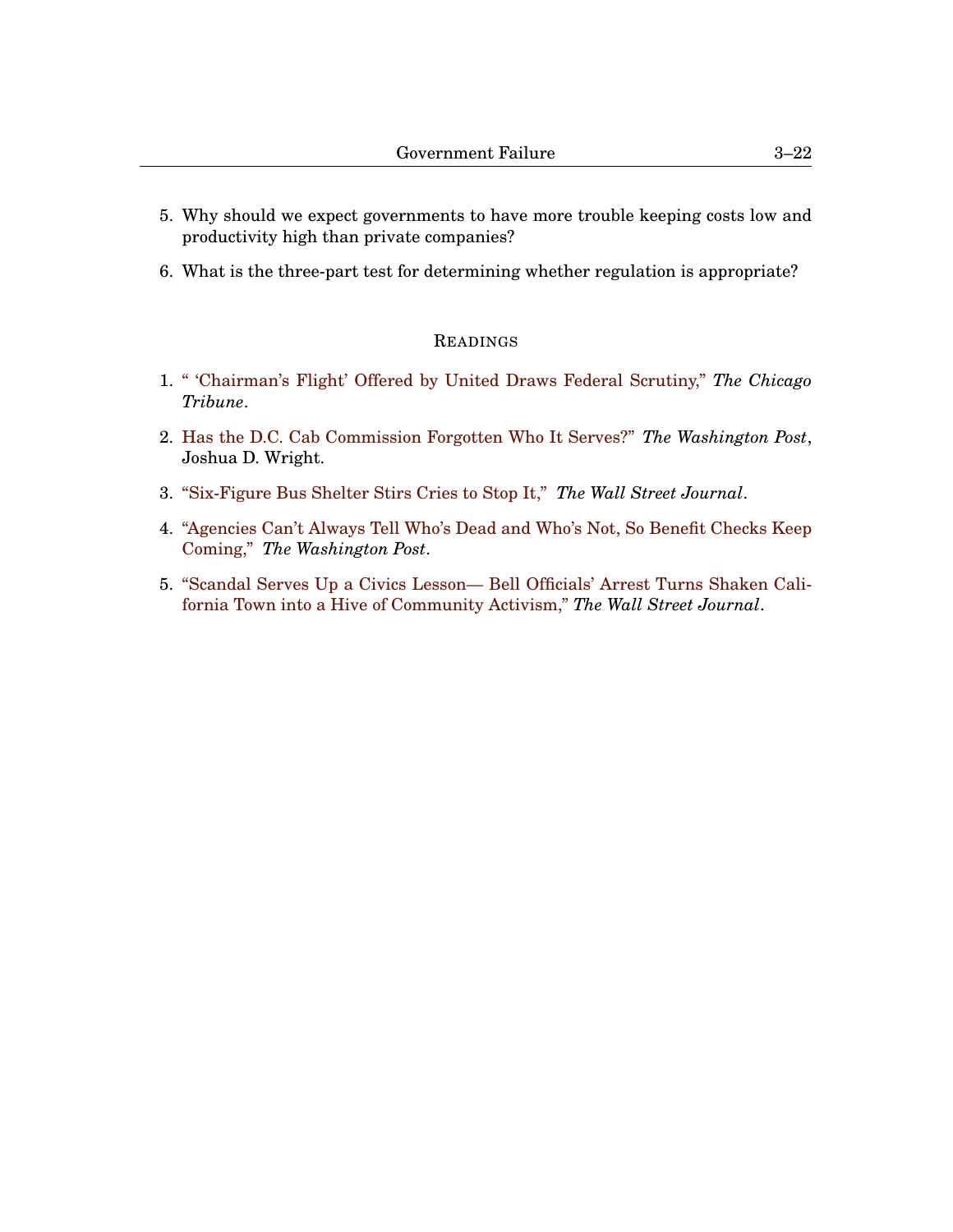5. Why should we expect governments to have more trouble keeping costs low and productivity high than private companies?

6. What is the three-part test for determining whether regulation is appropriate?

## Readings

1. " 'Chairman's Flight' Offered by United Draws Federal Scrutiny," *The Chicago Tribune*.

2. Has the D.C. Cab Commission Forgotten Who It Serves?" *The Washington Post*, Joshua D. Wright.

3. "Six-Figure Bus Shelter Stirs Cries to Stop It," *The Wall Street Journal*.

4. "Agencies Can't Always Tell Who's Dead and Who's Not, So Benefit Checks Keep Coming," *The Washington Post*.

5. "Scandal Serves Up a Civics Lesson— Bell Officials' Arrest Turns Shaken California Town into a Hive of Community Activism," *The Wall Street Journal*.